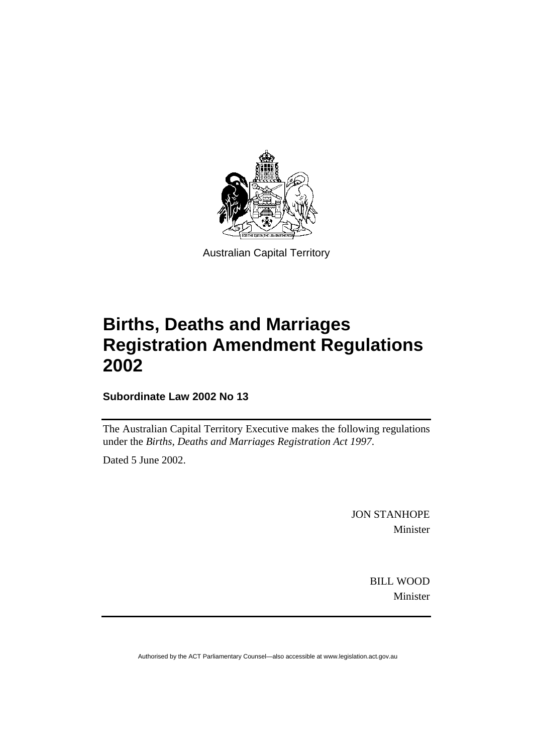Australian Capital Territory

# Births, Deaths and Marriages Registration Amendment Regulations 2002

**Subordinate Law 2002 No 13**

The Australian Capital Territory Executive makes the following regulations under the *Births, Deaths and Marriages Registration Act 1997*.

Dated 5 June 2002.

JON STANHOPE
Minister

BILL WOOD
Minister

Authorised by the ACT Parliamentary Counsel—also accessible at www.legislation.act.gov.au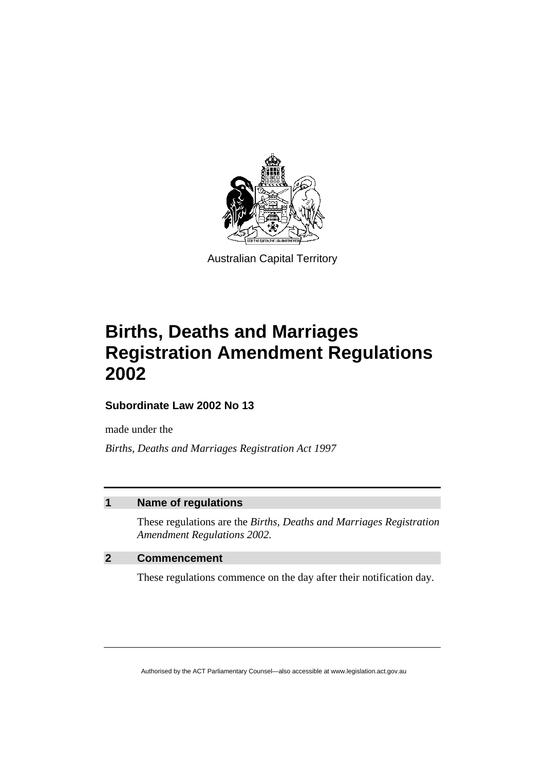Australian Capital Territory

# Births, Deaths and Marriages Registration Amendment Regulations 2002

**Subordinate Law 2002 No 13**

made under the

*Births, Deaths and Marriages Registration Act 1997*

## 1 Name of regulations

These regulations are the *Births, Deaths and Marriages Registration Amendment Regulations 2002*.

## 2 Commencement

These regulations commence on the day after their notification day.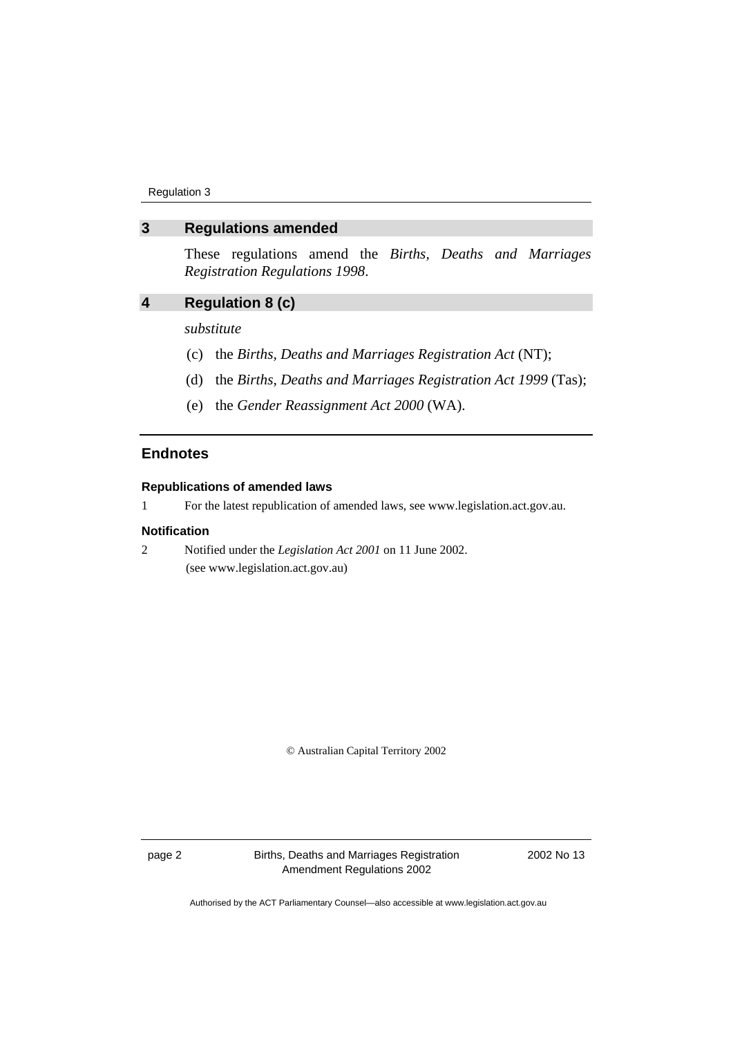## 3 Regulations amended

These regulations amend the *Births, Deaths and Marriages Registration Regulations 1998*.

## 4 Regulation 8 (c)

*substitute*

(c) the *Births, Deaths and Marriages Registration Act* (NT);

(d) the *Births, Deaths and Marriages Registration Act 1999* (Tas);

(e) the *Gender Reassignment Act 2000* (WA).

## Endnotes

### Republications of amended laws

1 For the latest republication of amended laws, see www.legislation.act.gov.au.

### Notification

2 Notified under the *Legislation Act 2001* on 11 June 2002.
(see www.legislation.act.gov.au)

© Australian Capital Territory 2002